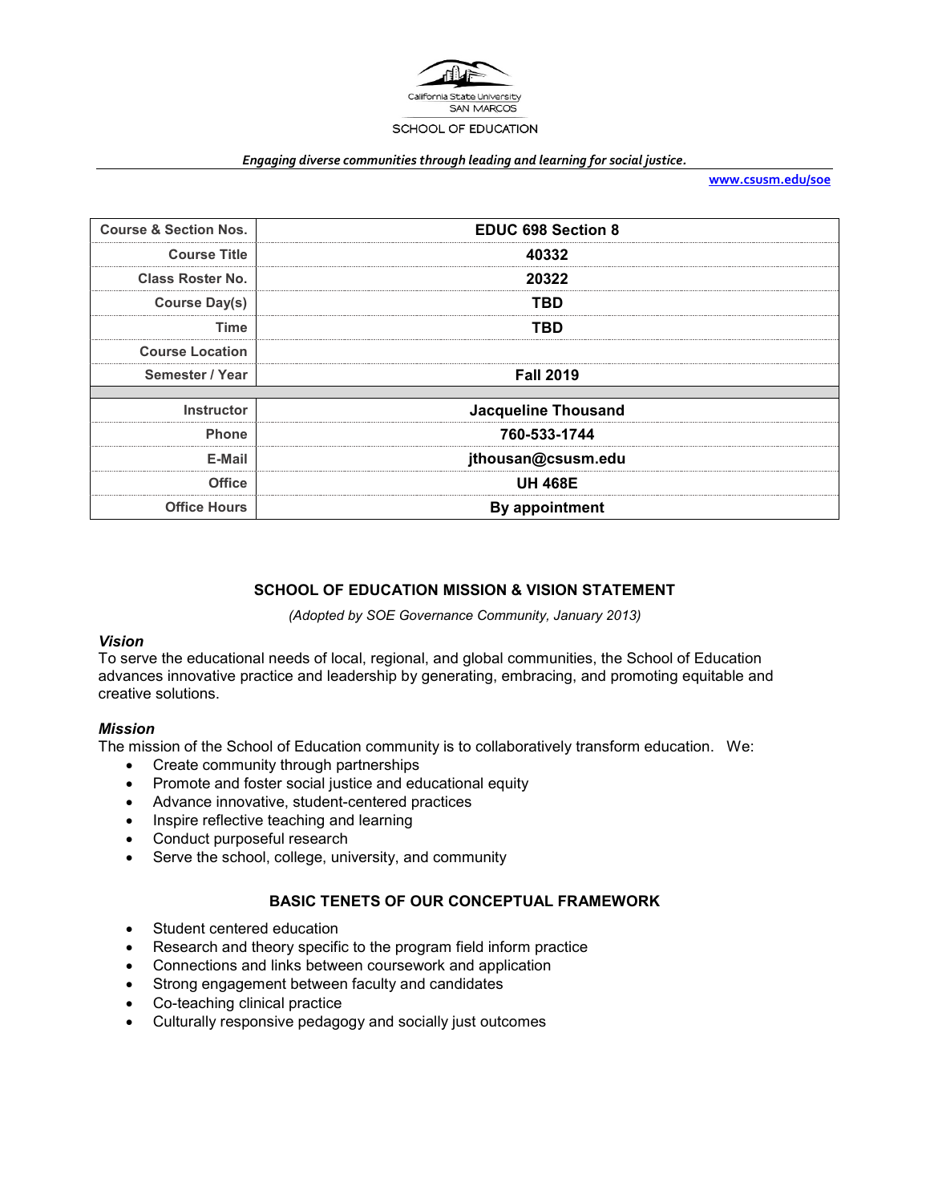California State University
SAN MARCOS

SCHOOL OF EDUCATION

*Engaging diverse communities through leading and learning for social justice.*

www.csusm.edu/soe

| Course & Section Nos. | EDUC 698 Section 8 |
|---|---|
| Course Title | 40332 |
| Class Roster No. | 20322 |
| Course Day(s) | TBD |
| Time | TBD |
| Course Location | |
| Semester / Year | Fall 2019 |
| | |
| Instructor | Jacqueline Thousand |
| Phone | 760-533-1744 |
| E-Mail | jthousan@csusm.edu |
| Office | UH 468E |
| Office Hours | By appointment |

## SCHOOL OF EDUCATION MISSION & VISION STATEMENT

*(Adopted by SOE Governance Community, January 2013)*

### *Vision*

To serve the educational needs of local, regional, and global communities, the School of Education advances innovative practice and leadership by generating, embracing, and promoting equitable and creative solutions.

### *Mission*

The mission of the School of Education community is to collaboratively transform education. We:

- Create community through partnerships
- Promote and foster social justice and educational equity
- Advance innovative, student-centered practices
- Inspire reflective teaching and learning
- Conduct purposeful research
- Serve the school, college, university, and community

## BASIC TENETS OF OUR CONCEPTUAL FRAMEWORK

- Student centered education
- Research and theory specific to the program field inform practice
- Connections and links between coursework and application
- Strong engagement between faculty and candidates
- Co-teaching clinical practice
- Culturally responsive pedagogy and socially just outcomes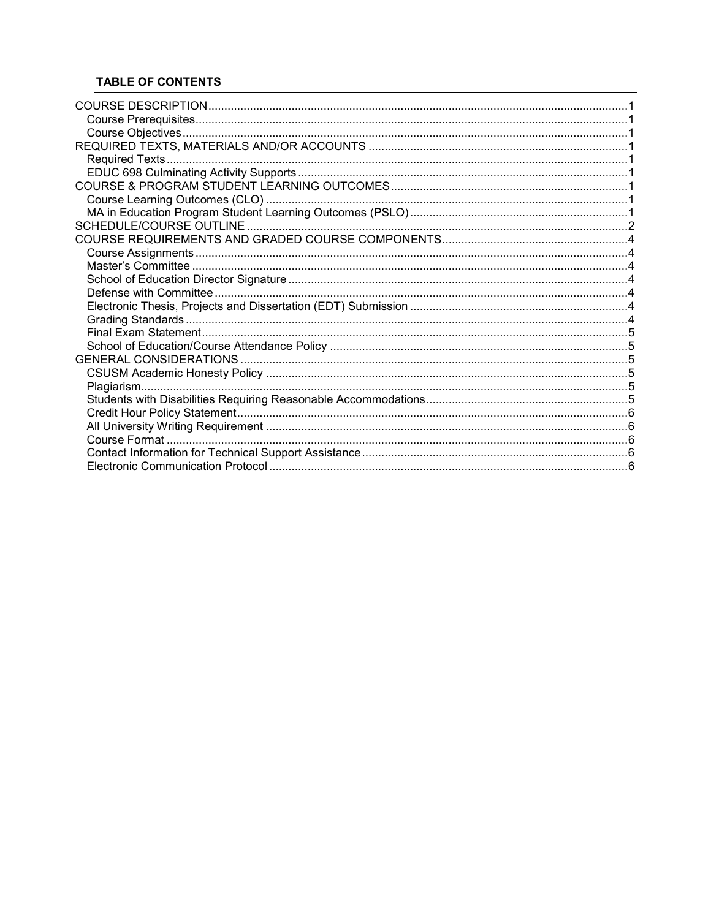**TABLE OF CONTENTS**

- COURSE DESCRIPTION ........ 1
  - Course Prerequisites ........ 1
  - Course Objectives ........ 1
- REQUIRED TEXTS, MATERIALS AND/OR ACCOUNTS ........ 1
  - Required Texts ........ 1
  - EDUC 698 Culminating Activity Supports ........ 1
- COURSE & PROGRAM STUDENT LEARNING OUTCOMES ........ 1
  - Course Learning Outcomes (CLO) ........ 1
  - MA in Education Program Student Learning Outcomes (PSLO) ........ 1
- SCHEDULE/COURSE OUTLINE ........ 2
- COURSE REQUIREMENTS AND GRADED COURSE COMPONENTS ........ 4
  - Course Assignments ........ 4
  - Master's Committee ........ 4
  - School of Education Director Signature ........ 4
  - Defense with Committee ........ 4
  - Electronic Thesis, Projects and Dissertation (EDT) Submission ........ 4
  - Grading Standards ........ 4
  - Final Exam Statement ........ 5
  - School of Education/Course Attendance Policy ........ 5
- GENERAL CONSIDERATIONS ........ 5
  - CSUSM Academic Honesty Policy ........ 5
  - Plagiarism ........ 5
  - Students with Disabilities Requiring Reasonable Accommodations ........ 5
  - Credit Hour Policy Statement ........ 6
  - All University Writing Requirement ........ 6
  - Course Format ........ 6
  - Contact Information for Technical Support Assistance ........ 6
  - Electronic Communication Protocol ........ 6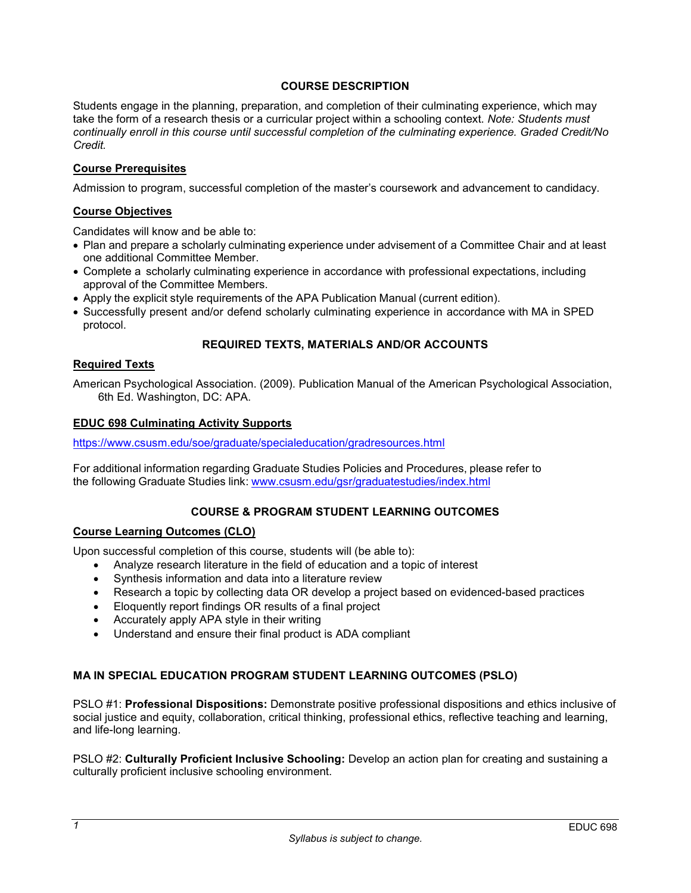## COURSE DESCRIPTION

Students engage in the planning, preparation, and completion of their culminating experience, which may take the form of a research thesis or a curricular project within a schooling context. *Note: Students must continually enroll in this course until successful completion of the culminating experience. Graded Credit/No Credit.*

### Course Prerequisites

Admission to program, successful completion of the master's coursework and advancement to candidacy.

### Course Objectives

Candidates will know and be able to:

- Plan and prepare a scholarly culminating experience under advisement of a Committee Chair and at least one additional Committee Member.
- Complete a scholarly culminating experience in accordance with professional expectations, including approval of the Committee Members.
- Apply the explicit style requirements of the APA Publication Manual (current edition).
- Successfully present and/or defend scholarly culminating experience in accordance with MA in SPED protocol.

## REQUIRED TEXTS, MATERIALS AND/OR ACCOUNTS

### Required Texts

American Psychological Association. (2009). Publication Manual of the American Psychological Association, 6th Ed. Washington, DC: APA.

### EDUC 698 Culminating Activity Supports

https://www.csusm.edu/soe/graduate/specialeducation/gradresources.html

For additional information regarding Graduate Studies Policies and Procedures, please refer to the following Graduate Studies link: www.csusm.edu/gsr/graduatestudies/index.html

## COURSE & PROGRAM STUDENT LEARNING OUTCOMES

### Course Learning Outcomes (CLO)

Upon successful completion of this course, students will (be able to):

- Analyze research literature in the field of education and a topic of interest
- Synthesis information and data into a literature review
- Research a topic by collecting data OR develop a project based on evidenced-based practices
- Eloquently report findings OR results of a final project
- Accurately apply APA style in their writing
- Understand and ensure their final product is ADA compliant

### MA IN SPECIAL EDUCATION PROGRAM STUDENT LEARNING OUTCOMES (PSLO)

PSLO #1: **Professional Dispositions:** Demonstrate positive professional dispositions and ethics inclusive of social justice and equity, collaboration, critical thinking, professional ethics, reflective teaching and learning, and life-long learning.

PSLO #2: **Culturally Proficient Inclusive Schooling:** Develop an action plan for creating and sustaining a culturally proficient inclusive schooling environment.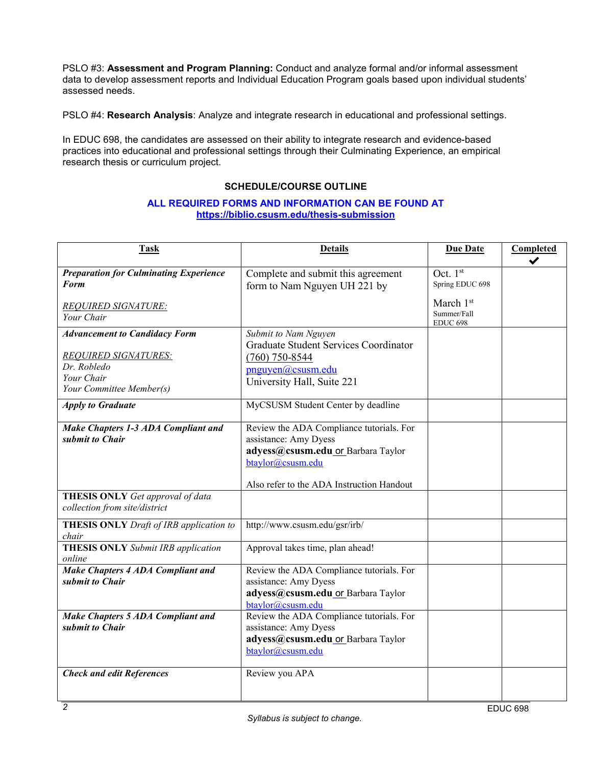PSLO #3: **Assessment and Program Planning:** Conduct and analyze formal and/or informal assessment data to develop assessment reports and Individual Education Program goals based upon individual students' assessed needs.

PSLO #4: **Research Analysis**: Analyze and integrate research in educational and professional settings.

In EDUC 698, the candidates are assessed on their ability to integrate research and evidence-based practices into educational and professional settings through their Culminating Experience, an empirical research thesis or curriculum project.

## SCHEDULE/COURSE OUTLINE

**ALL REQUIRED FORMS AND INFORMATION CAN BE FOUND AT https://biblio.csusm.edu/thesis-submission**

| Task | Details | Due Date | Completed ✔ |
|---|---|---|---|
| ***Preparation for Culminating Experience Form*** <br><br> *REQUIRED SIGNATURE:* <br> *Your Chair* | Complete and submit this agreement form to Nam Nguyen UH 221 by | Oct. 1st <br> Spring EDUC 698 <br><br> March 1st <br> Summer/Fall EDUC 698 | |
| ***Advancement to Candidacy Form*** <br><br> *REQUIRED SIGNATURES:* <br> *Dr. Robledo* <br> *Your Chair* <br> *Your Committee Member(s)* | *Submit to Nam Nguyen* <br> Graduate Student Services Coordinator <br> (760) 750-8544 <br> pnguyen@csusm.edu <br> University Hall, Suite 221 | | |
| ***Apply to Graduate*** | MyCSUSM Student Center by deadline | | |
| ***Make Chapters 1-3 ADA Compliant and submit to Chair*** | Review the ADA Compliance tutorials. For assistance: Amy Dyess **adyess@csusm.edu** or Barbara Taylor btaylor@csusm.edu <br><br> Also refer to the ADA Instruction Handout | | |
| **THESIS ONLY** *Get approval of data collection from site/district* | | | |
| **THESIS ONLY** *Draft of IRB application to chair* | http://www.csusm.edu/gsr/irb/ | | |
| **THESIS ONLY** *Submit IRB application online* | Approval takes time, plan ahead! | | |
| ***Make Chapters 4 ADA Compliant and submit to Chair*** | Review the ADA Compliance tutorials. For assistance: Amy Dyess **adyess@csusm.edu** or Barbara Taylor btaylor@csusm.edu | | |
| ***Make Chapters 5 ADA Compliant and submit to Chair*** | Review the ADA Compliance tutorials. For assistance: Amy Dyess **adyess@csusm.edu** or Barbara Taylor btaylor@csusm.edu | | |
| ***Check and edit References*** | Review you APA | | |

*Syllabus is subject to change.*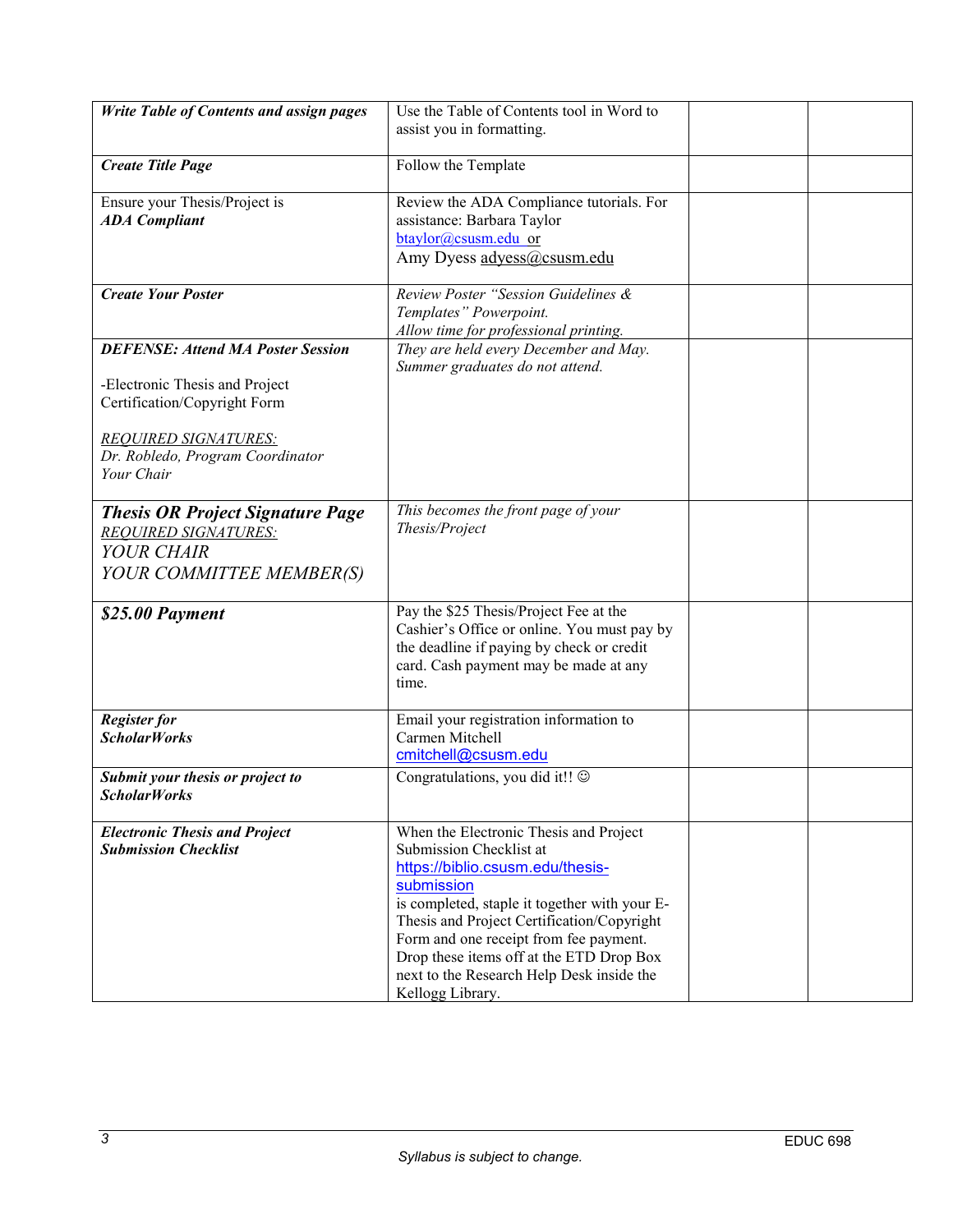| | | | |
|---|---|---|---|
| ***Write Table of Contents and assign pages*** | Use the Table of Contents tool in Word to assist you in formatting. | | |
| ***Create Title Page*** | Follow the Template | | |
| Ensure your Thesis/Project is ***ADA Compliant*** | Review the ADA Compliance tutorials. For assistance: Barbara Taylor btaylor@csusm.edu or Amy Dyess adyess@csusm.edu | | |
| ***Create Your Poster*** | *Review Poster "Session Guidelines & Templates" Powerpoint.* *Allow time for professional printing.* | | |
| ***DEFENSE: Attend MA Poster Session*** <br><br> -Electronic Thesis and Project Certification/Copyright Form <br><br> *REQUIRED SIGNATURES:* <br> *Dr. Robledo, Program Coordinator* <br> *Your Chair* | *They are held every December and May. Summer graduates do not attend.* | | |
| ***Thesis OR Project Signature Page*** <br> *REQUIRED SIGNATURES:* <br> *YOUR CHAIR* <br> *YOUR COMMITTEE MEMBER(S)* | *This becomes the front page of your Thesis/Project* | | |
| ***$25.00 Payment*** | Pay the $25 Thesis/Project Fee at the Cashier's Office or online. You must pay by the deadline if paying by check or credit card. Cash payment may be made at any time. | | |
| ***Register for ScholarWorks*** | Email your registration information to Carmen Mitchell cmitchell@csusm.edu | | |
| ***Submit your thesis or project to ScholarWorks*** | Congratulations, you did it!! ☺ | | |
| ***Electronic Thesis and Project Submission Checklist*** | When the Electronic Thesis and Project Submission Checklist at https://biblio.csusm.edu/thesis-submission is completed, staple it together with your E-Thesis and Project Certification/Copyright Form and one receipt from fee payment. Drop these items off at the ETD Drop Box next to the Research Help Desk inside the Kellogg Library. | | |

*Syllabus is subject to change.*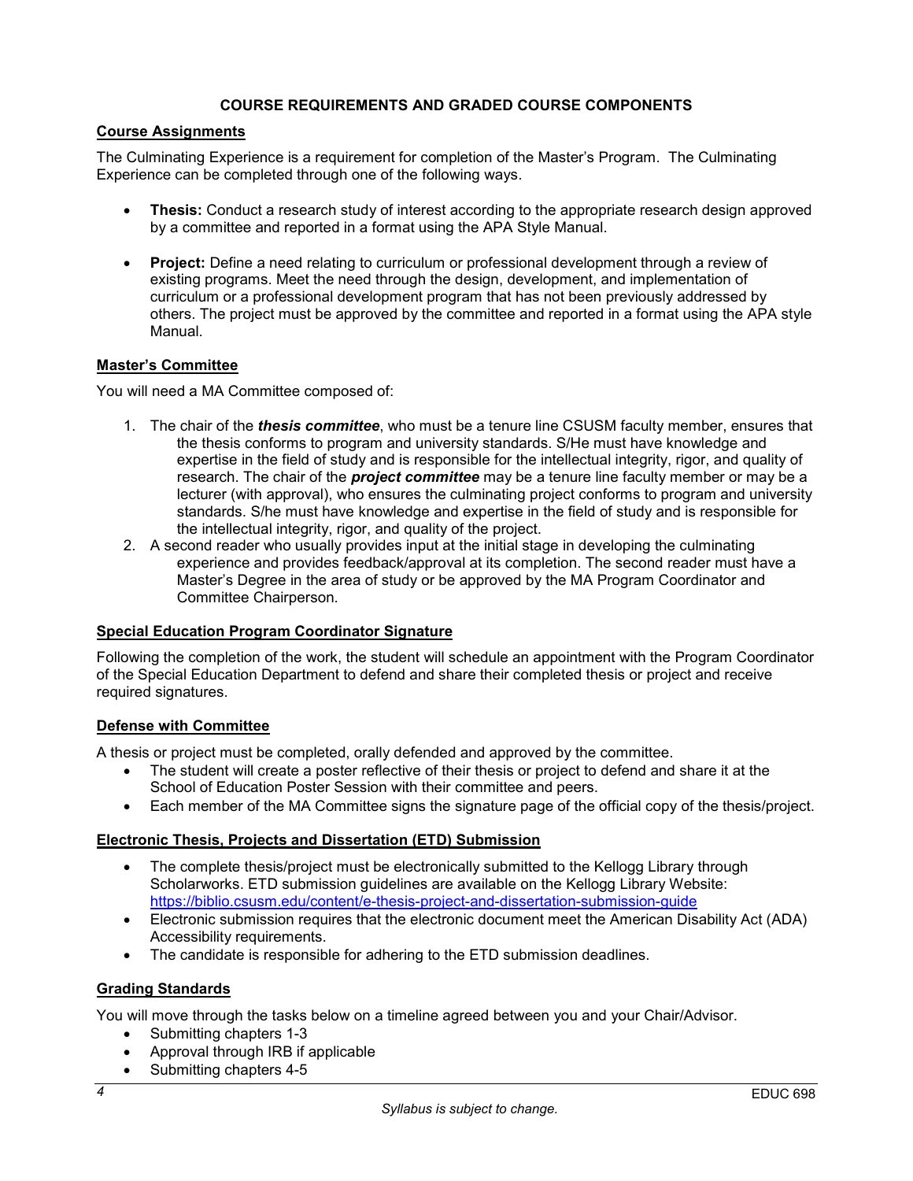## COURSE REQUIREMENTS AND GRADED COURSE COMPONENTS

### Course Assignments

The Culminating Experience is a requirement for completion of the Master's Program. The Culminating Experience can be completed through one of the following ways.

- **Thesis:** Conduct a research study of interest according to the appropriate research design approved by a committee and reported in a format using the APA Style Manual.

- **Project:** Define a need relating to curriculum or professional development through a review of existing programs. Meet the need through the design, development, and implementation of curriculum or a professional development program that has not been previously addressed by others. The project must be approved by the committee and reported in a format using the APA style Manual.

### Master's Committee

You will need a MA Committee composed of:

1. The chair of the ***thesis committee***, who must be a tenure line CSUSM faculty member, ensures that the thesis conforms to program and university standards. S/He must have knowledge and expertise in the field of study and is responsible for the intellectual integrity, rigor, and quality of research. The chair of the ***project committee*** may be a tenure line faculty member or may be a lecturer (with approval), who ensures the culminating project conforms to program and university standards. S/he must have knowledge and expertise in the field of study and is responsible for the intellectual integrity, rigor, and quality of the project.
2. A second reader who usually provides input at the initial stage in developing the culminating experience and provides feedback/approval at its completion. The second reader must have a Master's Degree in the area of study or be approved by the MA Program Coordinator and Committee Chairperson.

### Special Education Program Coordinator Signature

Following the completion of the work, the student will schedule an appointment with the Program Coordinator of the Special Education Department to defend and share their completed thesis or project and receive required signatures.

### Defense with Committee

A thesis or project must be completed, orally defended and approved by the committee.

- The student will create a poster reflective of their thesis or project to defend and share it at the School of Education Poster Session with their committee and peers.
- Each member of the MA Committee signs the signature page of the official copy of the thesis/project.

### Electronic Thesis, Projects and Dissertation (ETD) Submission

- The complete thesis/project must be electronically submitted to the Kellogg Library through Scholarworks. ETD submission guidelines are available on the Kellogg Library Website: https://biblio.csusm.edu/content/e-thesis-project-and-dissertation-submission-guide
- Electronic submission requires that the electronic document meet the American Disability Act (ADA) Accessibility requirements.
- The candidate is responsible for adhering to the ETD submission deadlines.

### Grading Standards

You will move through the tasks below on a timeline agreed between you and your Chair/Advisor.

- Submitting chapters 1-3
- Approval through IRB if applicable
- Submitting chapters 4-5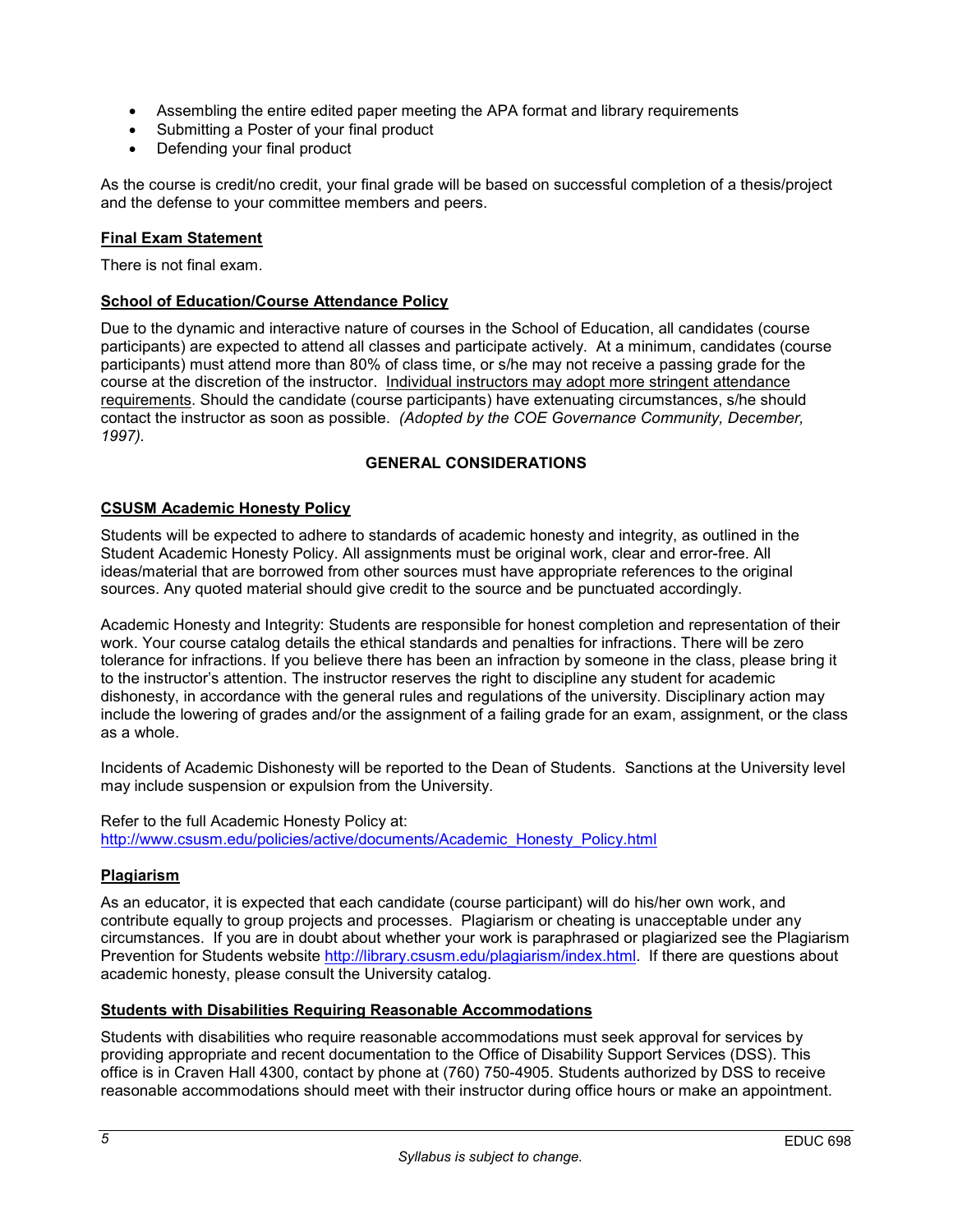- Assembling the entire edited paper meeting the APA format and library requirements
- Submitting a Poster of your final product
- Defending your final product

As the course is credit/no credit, your final grade will be based on successful completion of a thesis/project and the defense to your committee members and peers.

**Final Exam Statement**

There is not final exam.

**School of Education/Course Attendance Policy**

Due to the dynamic and interactive nature of courses in the School of Education, all candidates (course participants) are expected to attend all classes and participate actively. At a minimum, candidates (course participants) must attend more than 80% of class time, or s/he may not receive a passing grade for the course at the discretion of the instructor. Individual instructors may adopt more stringent attendance requirements. Should the candidate (course participants) have extenuating circumstances, s/he should contact the instructor as soon as possible. *(Adopted by the COE Governance Community, December, 1997).*

## GENERAL CONSIDERATIONS

**CSUSM Academic Honesty Policy**

Students will be expected to adhere to standards of academic honesty and integrity, as outlined in the Student Academic Honesty Policy. All assignments must be original work, clear and error-free. All ideas/material that are borrowed from other sources must have appropriate references to the original sources. Any quoted material should give credit to the source and be punctuated accordingly.

Academic Honesty and Integrity: Students are responsible for honest completion and representation of their work. Your course catalog details the ethical standards and penalties for infractions. There will be zero tolerance for infractions. If you believe there has been an infraction by someone in the class, please bring it to the instructor's attention. The instructor reserves the right to discipline any student for academic dishonesty, in accordance with the general rules and regulations of the university. Disciplinary action may include the lowering of grades and/or the assignment of a failing grade for an exam, assignment, or the class as a whole.

Incidents of Academic Dishonesty will be reported to the Dean of Students. Sanctions at the University level may include suspension or expulsion from the University.

Refer to the full Academic Honesty Policy at:
http://www.csusm.edu/policies/active/documents/Academic_Honesty_Policy.html

**Plagiarism**

As an educator, it is expected that each candidate (course participant) will do his/her own work, and contribute equally to group projects and processes. Plagiarism or cheating is unacceptable under any circumstances. If you are in doubt about whether your work is paraphrased or plagiarized see the Plagiarism Prevention for Students website http://library.csusm.edu/plagiarism/index.html. If there are questions about academic honesty, please consult the University catalog.

**Students with Disabilities Requiring Reasonable Accommodations**

Students with disabilities who require reasonable accommodations must seek approval for services by providing appropriate and recent documentation to the Office of Disability Support Services (DSS). This office is in Craven Hall 4300, contact by phone at (760) 750-4905. Students authorized by DSS to receive reasonable accommodations should meet with their instructor during office hours or make an appointment.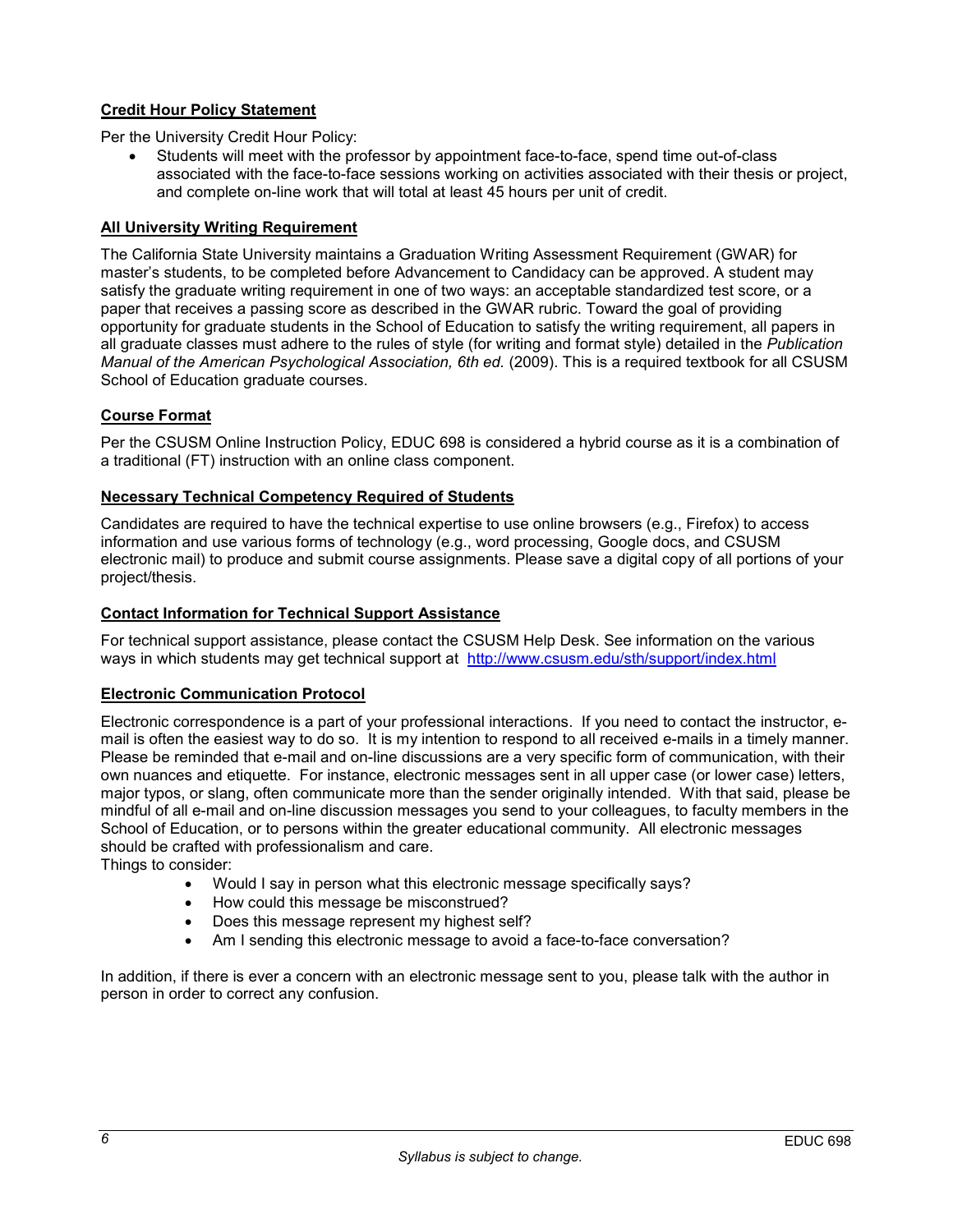## Credit Hour Policy Statement

Per the University Credit Hour Policy:

- Students will meet with the professor by appointment face-to-face, spend time out-of-class associated with the face-to-face sessions working on activities associated with their thesis or project, and complete on-line work that will total at least 45 hours per unit of credit.

## All University Writing Requirement

The California State University maintains a Graduation Writing Assessment Requirement (GWAR) for master's students, to be completed before Advancement to Candidacy can be approved. A student may satisfy the graduate writing requirement in one of two ways: an acceptable standardized test score, or a paper that receives a passing score as described in the GWAR rubric. Toward the goal of providing opportunity for graduate students in the School of Education to satisfy the writing requirement, all papers in all graduate classes must adhere to the rules of style (for writing and format style) detailed in the *Publication Manual of the American Psychological Association, 6th ed.* (2009). This is a required textbook for all CSUSM School of Education graduate courses.

## Course Format

Per the CSUSM Online Instruction Policy, EDUC 698 is considered a hybrid course as it is a combination of a traditional (FT) instruction with an online class component.

## Necessary Technical Competency Required of Students

Candidates are required to have the technical expertise to use online browsers (e.g., Firefox) to access information and use various forms of technology (e.g., word processing, Google docs, and CSUSM electronic mail) to produce and submit course assignments. Please save a digital copy of all portions of your project/thesis.

## Contact Information for Technical Support Assistance

For technical support assistance, please contact the CSUSM Help Desk. See information on the various ways in which students may get technical support at http://www.csusm.edu/sth/support/index.html

## Electronic Communication Protocol

Electronic correspondence is a part of your professional interactions. If you need to contact the instructor, e-mail is often the easiest way to do so. It is my intention to respond to all received e-mails in a timely manner. Please be reminded that e-mail and on-line discussions are a very specific form of communication, with their own nuances and etiquette. For instance, electronic messages sent in all upper case (or lower case) letters, major typos, or slang, often communicate more than the sender originally intended. With that said, please be mindful of all e-mail and on-line discussion messages you send to your colleagues, to faculty members in the School of Education, or to persons within the greater educational community. All electronic messages should be crafted with professionalism and care.

Things to consider:

- Would I say in person what this electronic message specifically says?
- How could this message be misconstrued?
- Does this message represent my highest self?
- Am I sending this electronic message to avoid a face-to-face conversation?

In addition, if there is ever a concern with an electronic message sent to you, please talk with the author in person in order to correct any confusion.